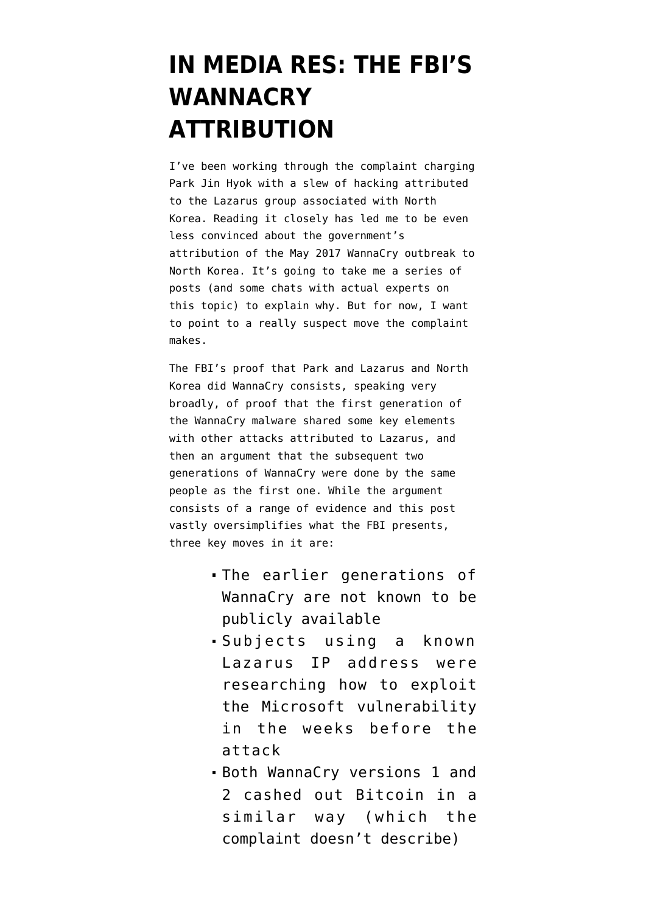# IN MEDIA RES: THE FBI'S WANNACRY ATTRIBUTION

I've been working through the complaint charging Park Jin Hyok with a slew of hacking attributed to the Lazarus group associated with North Korea. Reading it closely has led me to be even less convinced about the government's attribution of the May 2017 WannaCry outbreak to North Korea. It's going to take me a series of posts (and some chats with actual experts on this topic) to explain why. But for now, I want to point to a really suspect move the complaint makes.

The FBI's proof that Park and Lazarus and North Korea did WannaCry consists, speaking very broadly, of proof that the first generation of the WannaCry malware shared some key elements with other attacks attributed to Lazarus, and then an argument that the subsequent two generations of WannaCry were done by the same people as the first one. While the argument consists of a range of evidence and this post vastly oversimplifies what the FBI presents, three key moves in it are:

- The earlier generations of WannaCry are not known to be publicly available
- Subjects using a known Lazarus IP address were researching how to exploit the Microsoft vulnerability in the weeks before the attack
- Both WannaCry versions 1 and 2 cashed out Bitcoin in a similar way (which the complaint doesn't describe)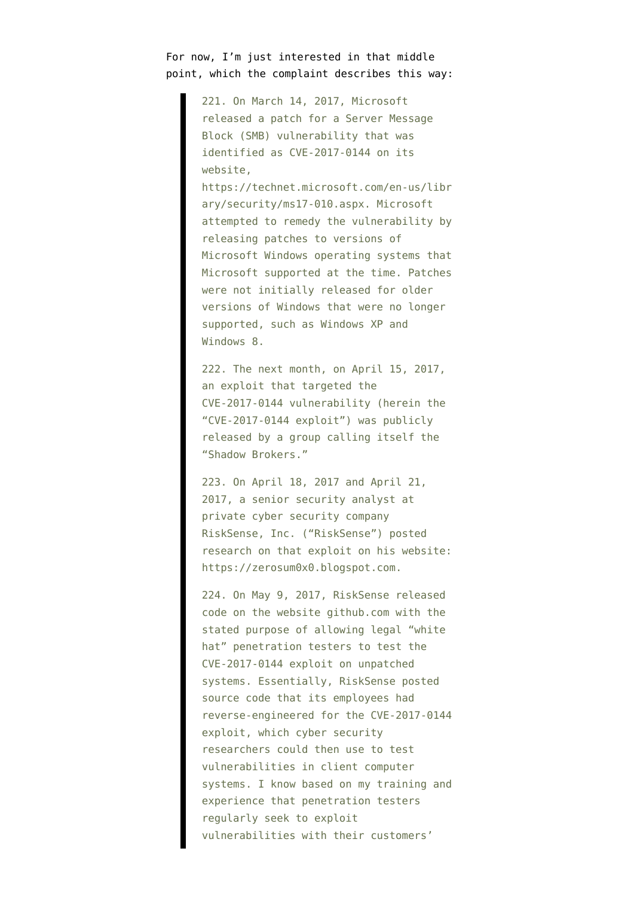For now, I'm just interested in that middle point, which the complaint describes this way:

> 221. On March 14, 2017, Microsoft released a patch for a Server Message Block (SMB) vulnerability that was identified as CVE-2017-0144 on its website, https://technet.microsoft.com/en-us/library/security/ms17-010.aspx. Microsoft attempted to remedy the vulnerability by releasing patches to versions of Microsoft Windows operating systems that Microsoft supported at the time. Patches were not initially released for older versions of Windows that were no longer supported, such as Windows XP and Windows 8.
>
> 222. The next month, on April 15, 2017, an exploit that targeted the CVE-2017-0144 vulnerability (herein the "CVE-2017-0144 exploit") was publicly released by a group calling itself the "Shadow Brokers."
>
> 223. On April 18, 2017 and April 21, 2017, a senior security analyst at private cyber security company RiskSense, Inc. ("RiskSense") posted research on that exploit on his website: https://zerosum0x0.blogspot.com.
>
> 224. On May 9, 2017, RiskSense released code on the website github.com with the stated purpose of allowing legal "white hat" penetration testers to test the CVE-2017-0144 exploit on unpatched systems. Essentially, RiskSense posted source code that its employees had reverse-engineered for the CVE-2017-0144 exploit, which cyber security researchers could then use to test vulnerabilities in client computer systems. I know based on my training and experience that penetration testers regularly seek to exploit vulnerabilities with their customers'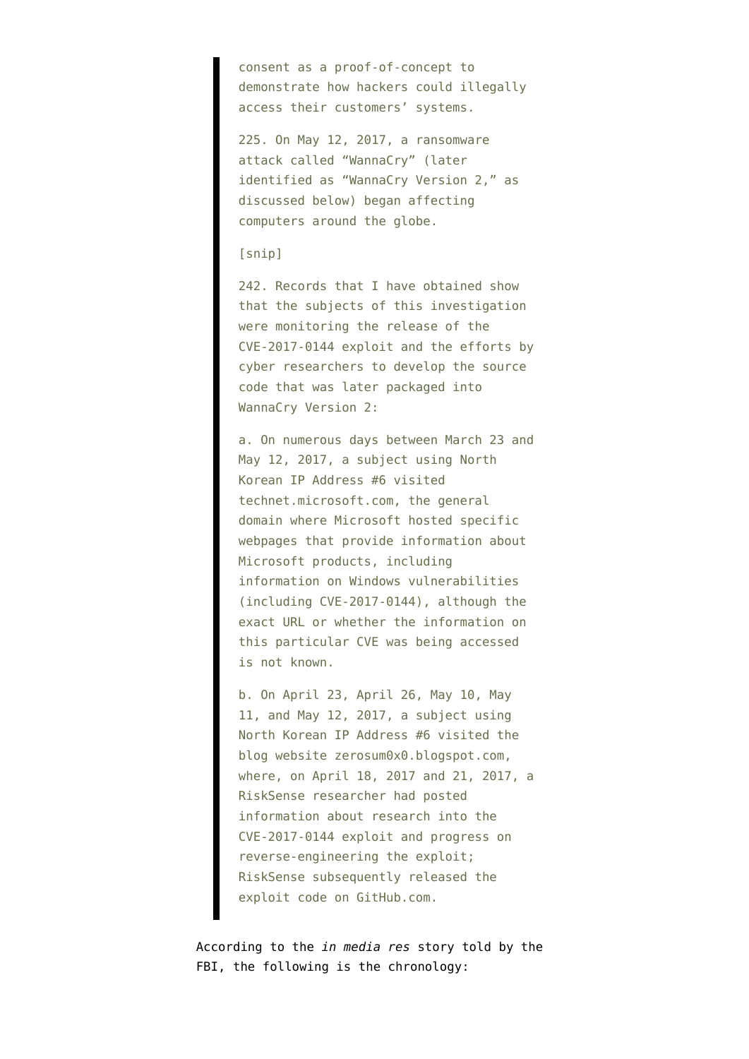> consent as a proof-of-concept to demonstrate how hackers could illegally access their customers' systems.
>
> 225. On May 12, 2017, a ransomware attack called "WannaCry" (later identified as "WannaCry Version 2," as discussed below) began affecting computers around the globe.
>
> [snip]
>
> 242. Records that I have obtained show that the subjects of this investigation were monitoring the release of the CVE-2017-0144 exploit and the efforts by cyber researchers to develop the source code that was later packaged into WannaCry Version 2:
>
> a. On numerous days between March 23 and May 12, 2017, a subject using North Korean IP Address #6 visited technet.microsoft.com, the general domain where Microsoft hosted specific webpages that provide information about Microsoft products, including information on Windows vulnerabilities (including CVE-2017-0144), although the exact URL or whether the information on this particular CVE was being accessed is not known.
>
> b. On April 23, April 26, May 10, May 11, and May 12, 2017, a subject using North Korean IP Address #6 visited the blog website zerosum0x0.blogspot.com, where, on April 18, 2017 and 21, 2017, a RiskSense researcher had posted information about research into the CVE-2017-0144 exploit and progress on reverse-engineering the exploit; RiskSense subsequently released the exploit code on GitHub.com.

According to the *in media res* story told by the FBI, the following is the chronology: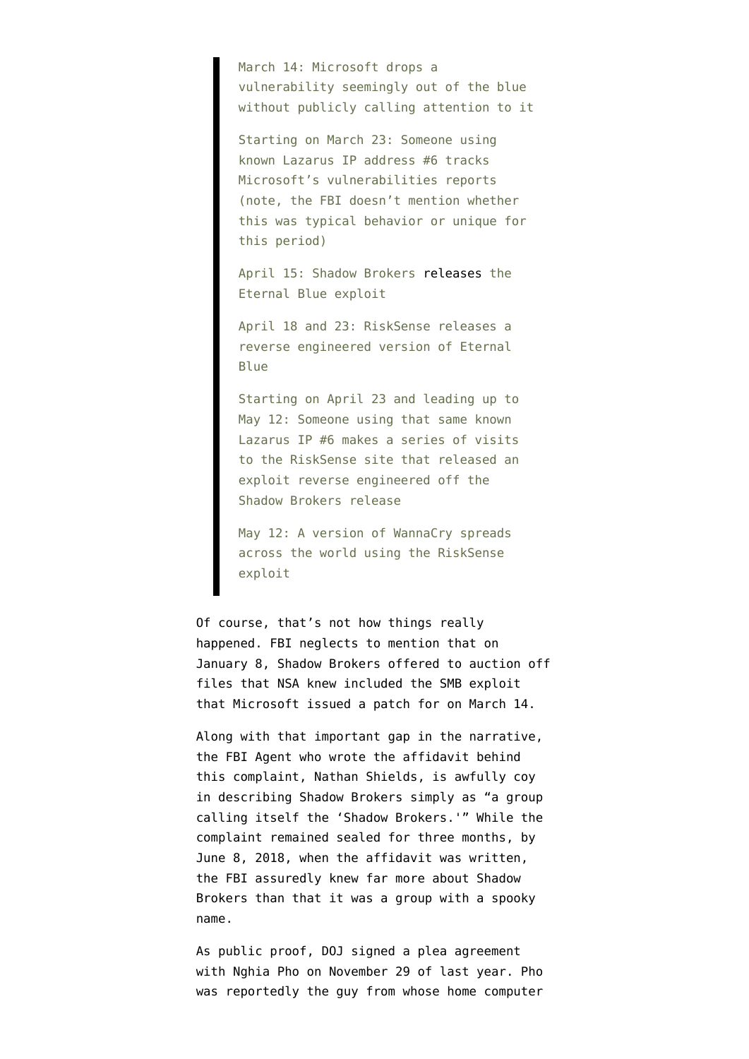> March 14: Microsoft drops a vulnerability seemingly out of the blue without publicly calling attention to it
>
> Starting on March 23: Someone using known Lazarus IP address #6 tracks Microsoft's vulnerabilities reports (note, the FBI doesn't mention whether this was typical behavior or unique for this period)
>
> April 15: Shadow Brokers releases the Eternal Blue exploit
>
> April 18 and 23: RiskSense releases a reverse engineered version of Eternal Blue
>
> Starting on April 23 and leading up to May 12: Someone using that same known Lazarus IP #6 makes a series of visits to the RiskSense site that released an exploit reverse engineered off the Shadow Brokers release
>
> May 12: A version of WannaCry spreads across the world using the RiskSense exploit

Of course, that's not how things really happened. FBI neglects to mention that on January 8, Shadow Brokers offered to auction off files that NSA knew included the SMB exploit that Microsoft issued a patch for on March 14.

Along with that important gap in the narrative, the FBI Agent who wrote the affidavit behind this complaint, Nathan Shields, is awfully coy in describing Shadow Brokers simply as "a group calling itself the 'Shadow Brokers.'" While the complaint remained sealed for three months, by June 8, 2018, when the affidavit was written, the FBI assuredly knew far more about Shadow Brokers than that it was a group with a spooky name.

As public proof, DOJ signed a plea agreement with Nghia Pho on November 29 of last year. Pho was reportedly the guy from whose home computer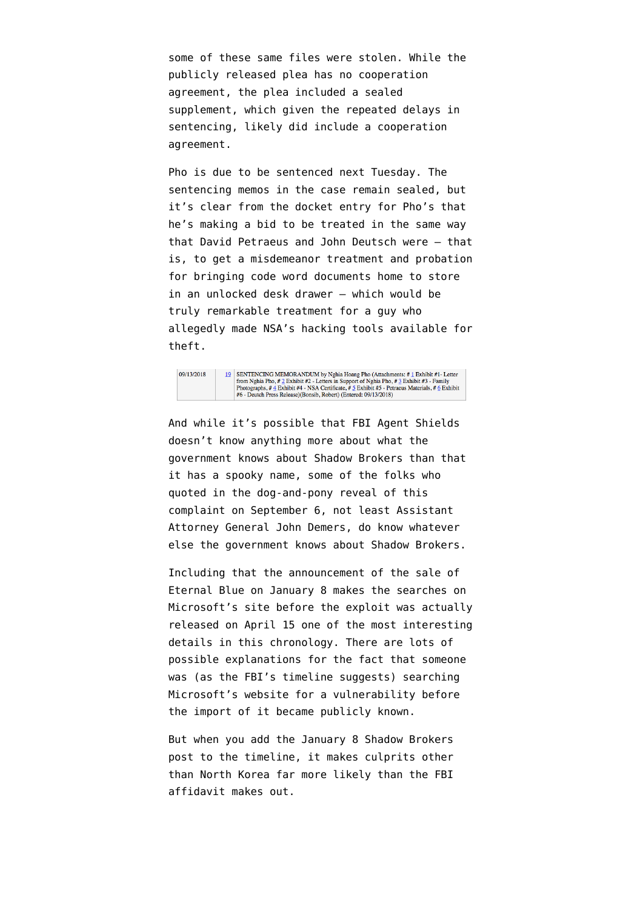some of these same files were stolen. While the publicly released plea has no cooperation agreement, the plea included a sealed supplement, which given the repeated delays in sentencing, likely did include a cooperation agreement.

Pho is due to be sentenced next Tuesday. The sentencing memos in the case remain sealed, but it's clear from the docket entry for Pho's that he's making a bid to be treated in the same way that David Petraeus and John Deutsch were — that is, to get a misdemeanor treatment and probation for bringing code word documents home to store in an unlocked desk drawer — which would be truly remarkable treatment for a guy who allegedly made NSA's hacking tools available for theft.

| | | |
|---|---|---|
| 09/13/2018 | 19 | SENTENCING MEMORANDUM by Nghia Hoang Pho (Attachments: # 1 Exhibit #1- Letter from Nghia Pho, # 2 Exhibit #2 - Letters in Support of Nghia Pho, # 3 Exhibit #3 - Family Photographs, # 4 Exhibit #4 - NSA Certificate, # 5 Exhibit #5 - Petraeus Materials, # 6 Exhibit #6 - Deutch Press Release)(Bonsib, Robert) (Entered: 09/13/2018) |

And while it's possible that FBI Agent Shields doesn't know anything more about what the government knows about Shadow Brokers than that it has a spooky name, some of the folks who quoted in the dog-and-pony reveal of this complaint on September 6, not least Assistant Attorney General John Demers, do know whatever else the government knows about Shadow Brokers.

Including that the announcement of the sale of Eternal Blue on January 8 makes the searches on Microsoft's site before the exploit was actually released on April 15 one of the most interesting details in this chronology. There are lots of possible explanations for the fact that someone was (as the FBI's timeline suggests) searching Microsoft's website for a vulnerability before the import of it became publicly known.

But when you add the January 8 Shadow Brokers post to the timeline, it makes culprits other than North Korea far more likely than the FBI affidavit makes out.